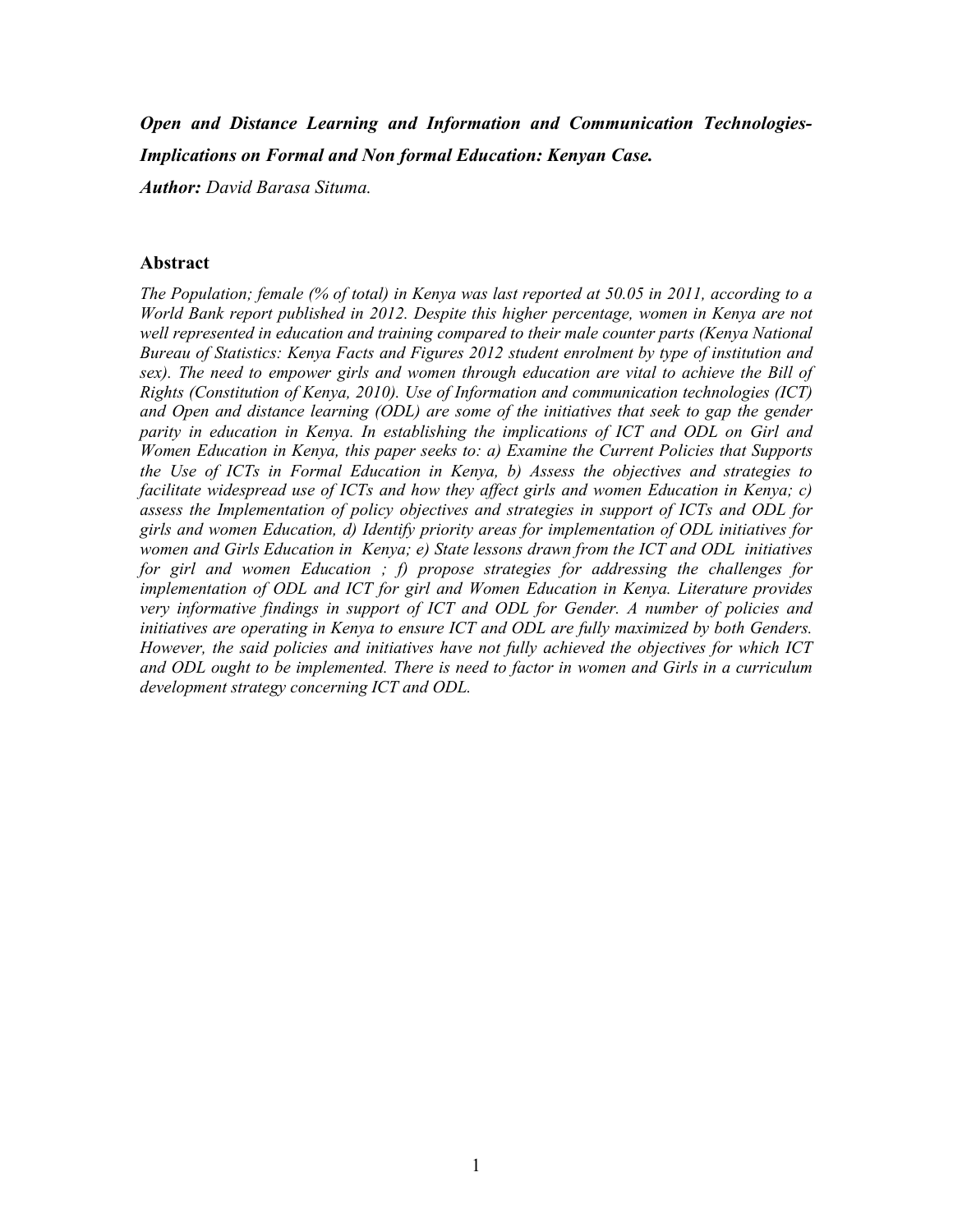***Open and Distance Learning and Information and Communication Technologies- Implications on Formal and Non formal Education: Kenyan Case.***

***Author:*** *David Barasa Situma.*

## Abstract

*The Population; female (% of total) in Kenya was last reported at 50.05 in 2011, according to a World Bank report published in 2012. Despite this higher percentage, women in Kenya are not well represented in education and training compared to their male counter parts (Kenya National Bureau of Statistics: Kenya Facts and Figures 2012 student enrolment by type of institution and sex). The need to empower girls and women through education are vital to achieve the Bill of Rights (Constitution of Kenya, 2010). Use of Information and communication technologies (ICT) and Open and distance learning (ODL) are some of the initiatives that seek to gap the gender parity in education in Kenya. In establishing the implications of ICT and ODL on Girl and Women Education in Kenya, this paper seeks to: a) Examine the Current Policies that Supports the Use of ICTs in Formal Education in Kenya, b) Assess the objectives and strategies to facilitate widespread use of ICTs and how they affect girls and women Education in Kenya; c) assess the Implementation of policy objectives and strategies in support of ICTs and ODL for girls and women Education, d) Identify priority areas for implementation of ODL initiatives for women and Girls Education in Kenya; e) State lessons drawn from the ICT and ODL initiatives for girl and women Education ; f) propose strategies for addressing the challenges for implementation of ODL and ICT for girl and Women Education in Kenya. Literature provides very informative findings in support of ICT and ODL for Gender. A number of policies and initiatives are operating in Kenya to ensure ICT and ODL are fully maximized by both Genders. However, the said policies and initiatives have not fully achieved the objectives for which ICT and ODL ought to be implemented. There is need to factor in women and Girls in a curriculum development strategy concerning ICT and ODL.*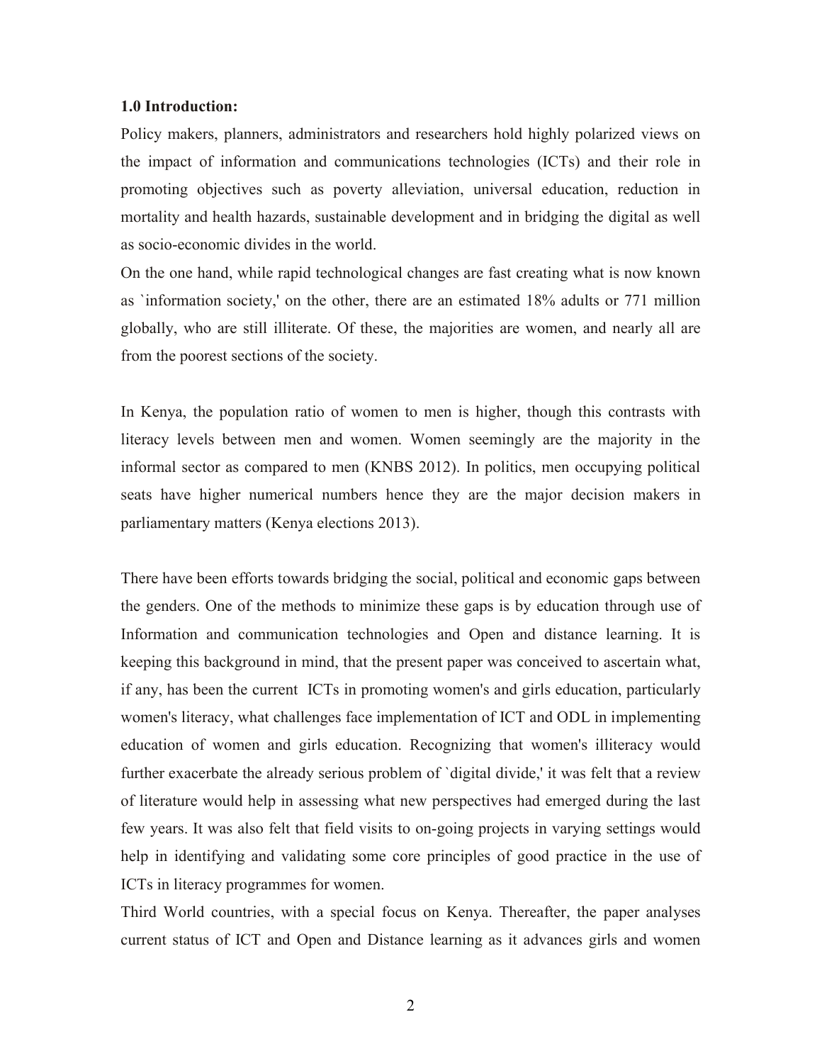**1.0 Introduction:**

Policy makers, planners, administrators and researchers hold highly polarized views on the impact of information and communications technologies (ICTs) and their role in promoting objectives such as poverty alleviation, universal education, reduction in mortality and health hazards, sustainable development and in bridging the digital as well as socio-economic divides in the world.

On the one hand, while rapid technological changes are fast creating what is now known as `information society,' on the other, there are an estimated 18% adults or 771 million globally, who are still illiterate. Of these, the majorities are women, and nearly all are from the poorest sections of the society.

In Kenya, the population ratio of women to men is higher, though this contrasts with literacy levels between men and women. Women seemingly are the majority in the informal sector as compared to men (KNBS 2012). In politics, men occupying political seats have higher numerical numbers hence they are the major decision makers in parliamentary matters (Kenya elections 2013).

There have been efforts towards bridging the social, political and economic gaps between the genders. One of the methods to minimize these gaps is by education through use of Information and communication technologies and Open and distance learning. It is keeping this background in mind, that the present paper was conceived to ascertain what, if any, has been the current ICTs in promoting women's and girls education, particularly women's literacy, what challenges face implementation of ICT and ODL in implementing education of women and girls education. Recognizing that women's illiteracy would further exacerbate the already serious problem of `digital divide,' it was felt that a review of literature would help in assessing what new perspectives had emerged during the last few years. It was also felt that field visits to on-going projects in varying settings would help in identifying and validating some core principles of good practice in the use of ICTs in literacy programmes for women.

Third World countries, with a special focus on Kenya. Thereafter, the paper analyses current status of ICT and Open and Distance learning as it advances girls and women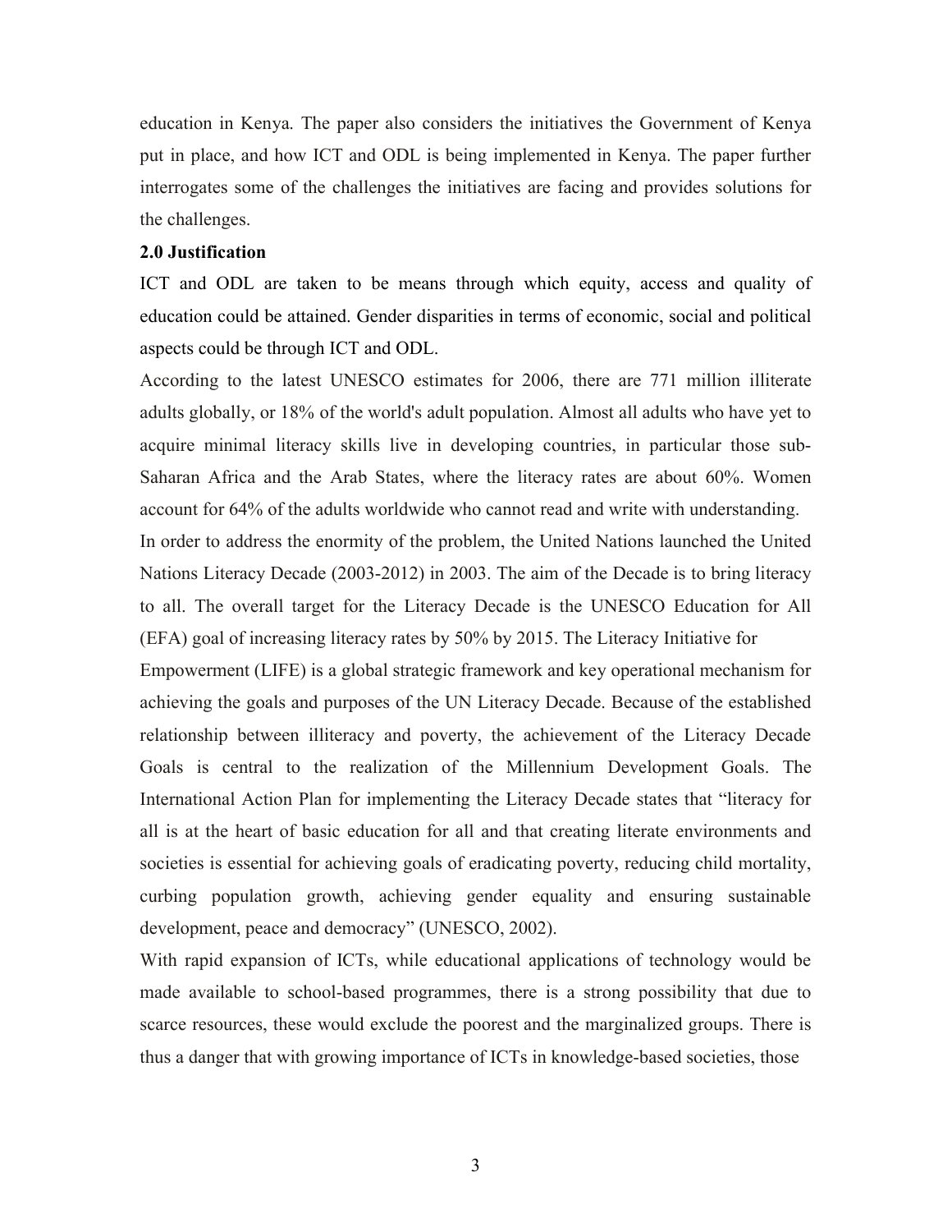education in Kenya. The paper also considers the initiatives the Government of Kenya put in place, and how ICT and ODL is being implemented in Kenya. The paper further interrogates some of the challenges the initiatives are facing and provides solutions for the challenges.

## 2.0 Justification

ICT and ODL are taken to be means through which equity, access and quality of education could be attained. Gender disparities in terms of economic, social and political aspects could be through ICT and ODL.

According to the latest UNESCO estimates for 2006, there are 771 million illiterate adults globally, or 18% of the world's adult population. Almost all adults who have yet to acquire minimal literacy skills live in developing countries, in particular those sub-Saharan Africa and the Arab States, where the literacy rates are about 60%. Women account for 64% of the adults worldwide who cannot read and write with understanding.

In order to address the enormity of the problem, the United Nations launched the United Nations Literacy Decade (2003-2012) in 2003. The aim of the Decade is to bring literacy to all. The overall target for the Literacy Decade is the UNESCO Education for All (EFA) goal of increasing literacy rates by 50% by 2015. The Literacy Initiative for Empowerment (LIFE) is a global strategic framework and key operational mechanism for achieving the goals and purposes of the UN Literacy Decade. Because of the established relationship between illiteracy and poverty, the achievement of the Literacy Decade Goals is central to the realization of the Millennium Development Goals. The International Action Plan for implementing the Literacy Decade states that "literacy for all is at the heart of basic education for all and that creating literate environments and societies is essential for achieving goals of eradicating poverty, reducing child mortality, curbing population growth, achieving gender equality and ensuring sustainable development, peace and democracy" (UNESCO, 2002).

With rapid expansion of ICTs, while educational applications of technology would be made available to school-based programmes, there is a strong possibility that due to scarce resources, these would exclude the poorest and the marginalized groups. There is thus a danger that with growing importance of ICTs in knowledge-based societies, those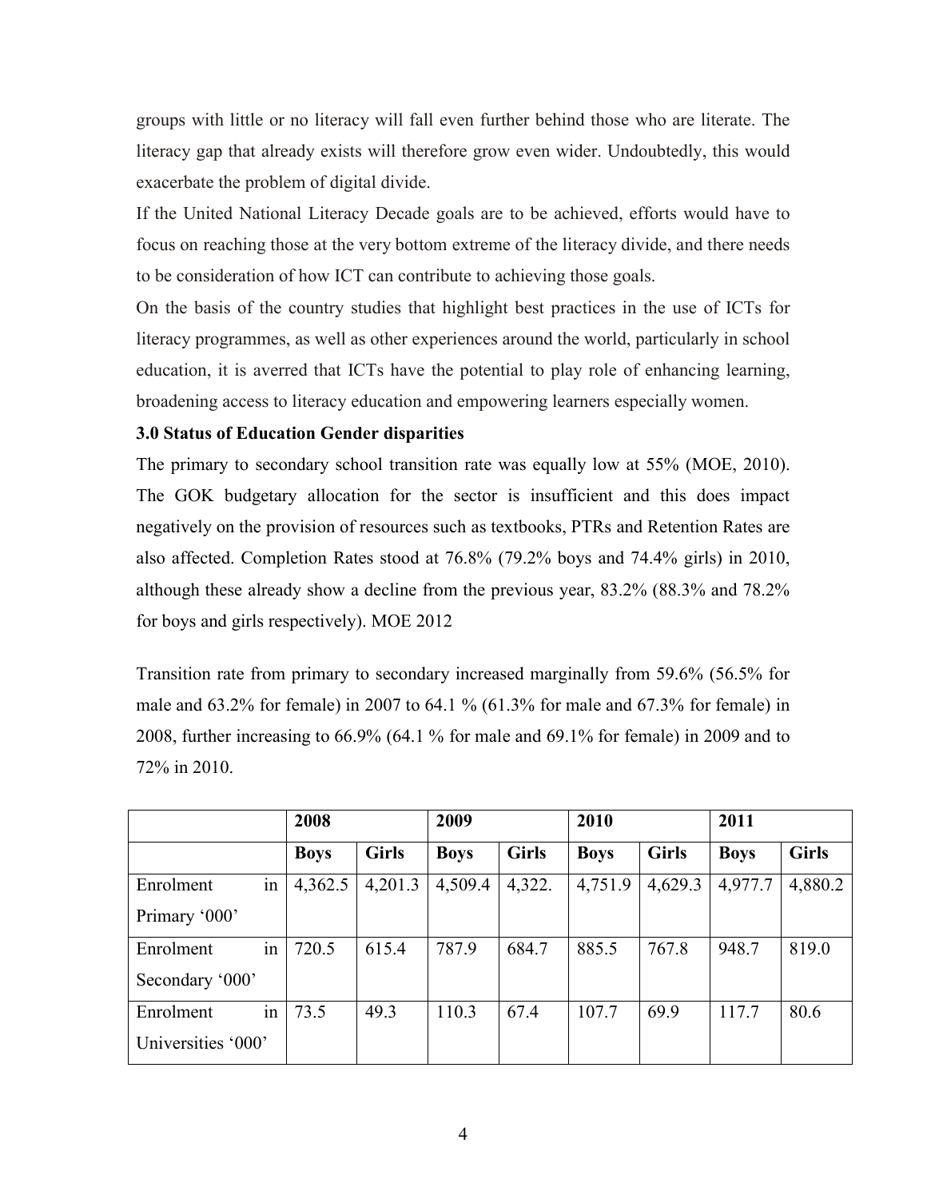groups with little or no literacy will fall even further behind those who are literate. The literacy gap that already exists will therefore grow even wider. Undoubtedly, this would exacerbate the problem of digital divide.

If the United National Literacy Decade goals are to be achieved, efforts would have to focus on reaching those at the very bottom extreme of the literacy divide, and there needs to be consideration of how ICT can contribute to achieving those goals.

On the basis of the country studies that highlight best practices in the use of ICTs for literacy programmes, as well as other experiences around the world, particularly in school education, it is averred that ICTs have the potential to play role of enhancing learning, broadening access to literacy education and empowering learners especially women.

**3.0 Status of Education Gender disparities**

The primary to secondary school transition rate was equally low at 55% (MOE, 2010). The GOK budgetary allocation for the sector is insufficient and this does impact negatively on the provision of resources such as textbooks, PTRs and Retention Rates are also affected. Completion Rates stood at 76.8% (79.2% boys and 74.4% girls) in 2010, although these already show a decline from the previous year, 83.2% (88.3% and 78.2% for boys and girls respectively). MOE 2012

Transition rate from primary to secondary increased marginally from 59.6% (56.5% for male and 63.2% for female) in 2007 to 64.1 % (61.3% for male and 67.3% for female) in 2008, further increasing to 66.9% (64.1 % for male and 69.1% for female) in 2009 and to 72% in 2010.

| | 2008 | | 2009 | | 2010 | | 2011 | |
|---|---|---|---|---|---|---|---|---|
| | **Boys** | **Girls** | **Boys** | **Girls** | **Boys** | **Girls** | **Boys** | **Girls** |
| Enrolment in Primary '000' | 4,362.5 | 4,201.3 | 4,509.4 | 4,322. | 4,751.9 | 4,629.3 | 4,977.7 | 4,880.2 |
| Enrolment in Secondary '000' | 720.5 | 615.4 | 787.9 | 684.7 | 885.5 | 767.8 | 948.7 | 819.0 |
| Enrolment in Universities '000' | 73.5 | 49.3 | 110.3 | 67.4 | 107.7 | 69.9 | 117.7 | 80.6 |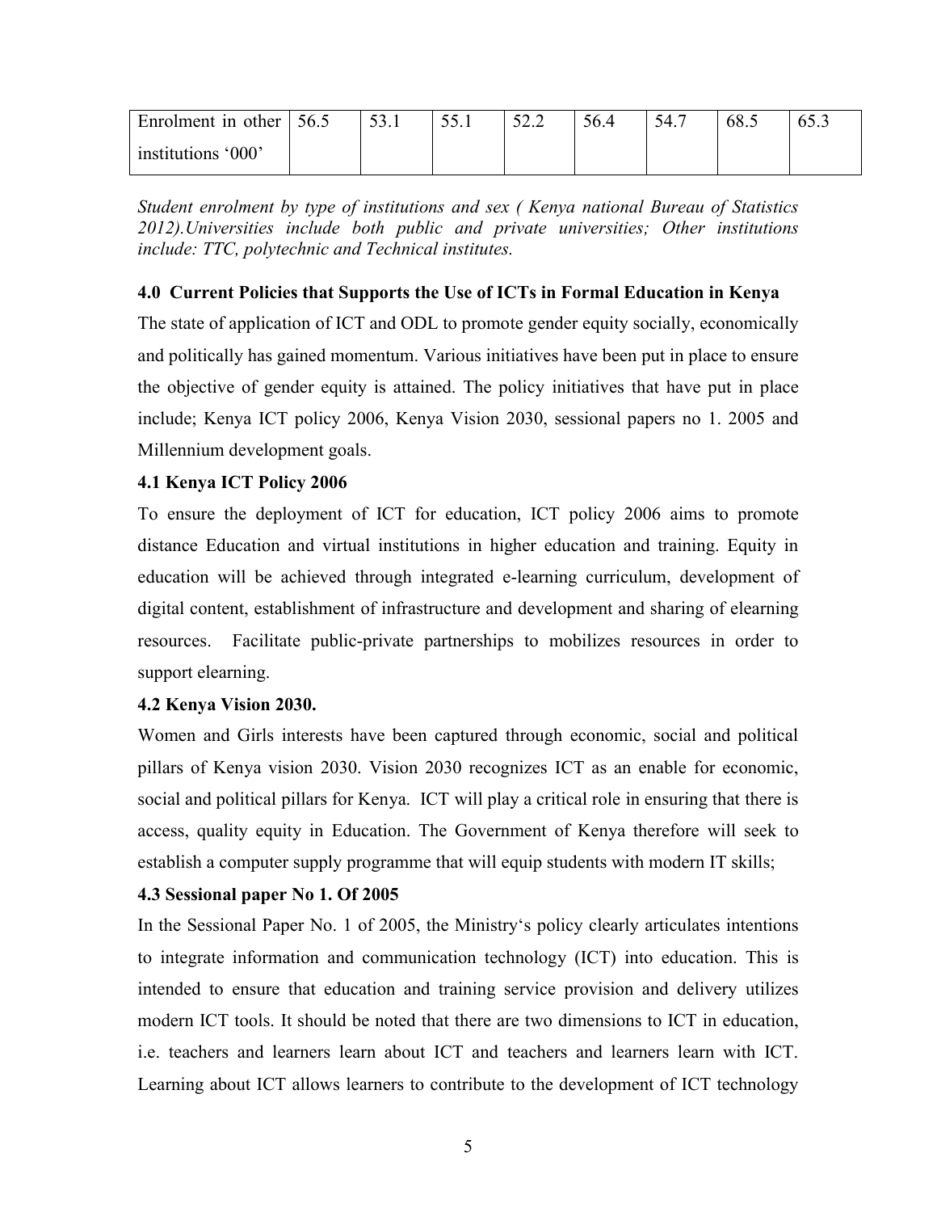| Enrolment in other institutions '000' | 56.5 | 53.1 | 55.1 | 52.2 | 56.4 | 54.7 | 68.5 | 65.3 |
|---|---|---|---|---|---|---|---|---|

*Student enrolment by type of institutions and sex ( Kenya national Bureau of Statistics 2012).Universities include both public and private universities; Other institutions include: TTC, polytechnic and Technical institutes.*

### 4.0 Current Policies that Supports the Use of ICTs in Formal Education in Kenya

The state of application of ICT and ODL to promote gender equity socially, economically and politically has gained momentum. Various initiatives have been put in place to ensure the objective of gender equity is attained. The policy initiatives that have put in place include; Kenya ICT policy 2006, Kenya Vision 2030, sessional papers no 1. 2005 and Millennium development goals.

### 4.1 Kenya ICT Policy 2006

To ensure the deployment of ICT for education, ICT policy 2006 aims to promote distance Education and virtual institutions in higher education and training. Equity in education will be achieved through integrated e-learning curriculum, development of digital content, establishment of infrastructure and development and sharing of elearning resources. Facilitate public-private partnerships to mobilizes resources in order to support elearning.

### 4.2 Kenya Vision 2030.

Women and Girls interests have been captured through economic, social and political pillars of Kenya vision 2030. Vision 2030 recognizes ICT as an enable for economic, social and political pillars for Kenya. ICT will play a critical role in ensuring that there is access, quality equity in Education. The Government of Kenya therefore will seek to establish a computer supply programme that will equip students with modern IT skills;

### 4.3 Sessional paper No 1. Of 2005

In the Sessional Paper No. 1 of 2005, the Ministry's policy clearly articulates intentions to integrate information and communication technology (ICT) into education. This is intended to ensure that education and training service provision and delivery utilizes modern ICT tools. It should be noted that there are two dimensions to ICT in education, i.e. teachers and learners learn about ICT and teachers and learners learn with ICT. Learning about ICT allows learners to contribute to the development of ICT technology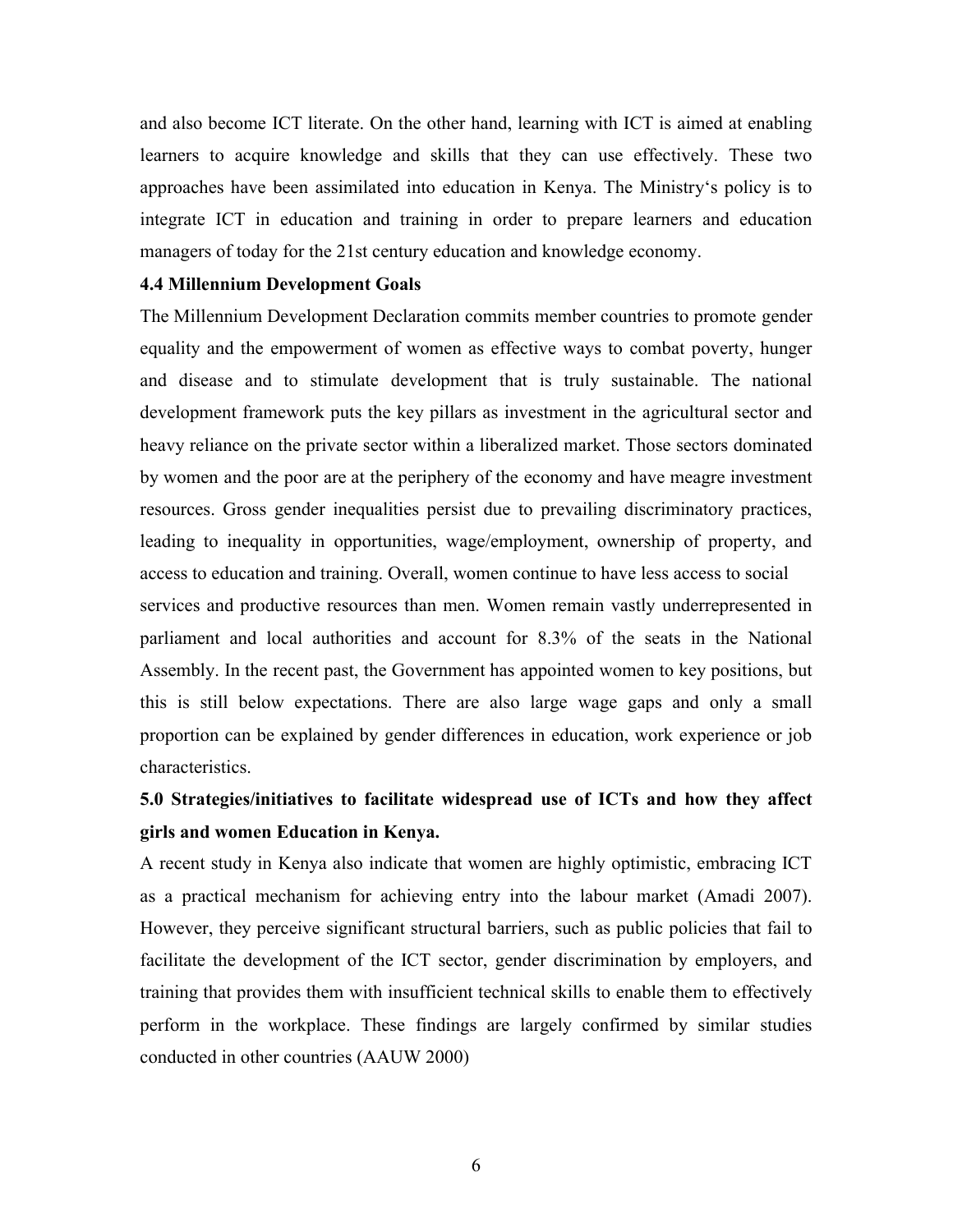and also become ICT literate. On the other hand, learning with ICT is aimed at enabling learners to acquire knowledge and skills that they can use effectively. These two approaches have been assimilated into education in Kenya. The Ministry‘s policy is to integrate ICT in education and training in order to prepare learners and education managers of today for the 21st century education and knowledge economy.

### 4.4 Millennium Development Goals

The Millennium Development Declaration commits member countries to promote gender equality and the empowerment of women as effective ways to combat poverty, hunger and disease and to stimulate development that is truly sustainable. The national development framework puts the key pillars as investment in the agricultural sector and heavy reliance on the private sector within a liberalized market. Those sectors dominated by women and the poor are at the periphery of the economy and have meagre investment resources. Gross gender inequalities persist due to prevailing discriminatory practices, leading to inequality in opportunities, wage/employment, ownership of property, and access to education and training. Overall, women continue to have less access to social services and productive resources than men. Women remain vastly underrepresented in parliament and local authorities and account for 8.3% of the seats in the National Assembly. In the recent past, the Government has appointed women to key positions, but this is still below expectations. There are also large wage gaps and only a small proportion can be explained by gender differences in education, work experience or job characteristics.

## 5.0 Strategies/initiatives to facilitate widespread use of ICTs and how they affect girls and women Education in Kenya.

A recent study in Kenya also indicate that women are highly optimistic, embracing ICT as a practical mechanism for achieving entry into the labour market (Amadi 2007). However, they perceive significant structural barriers, such as public policies that fail to facilitate the development of the ICT sector, gender discrimination by employers, and training that provides them with insufficient technical skills to enable them to effectively perform in the workplace. These findings are largely confirmed by similar studies conducted in other countries (AAUW 2000)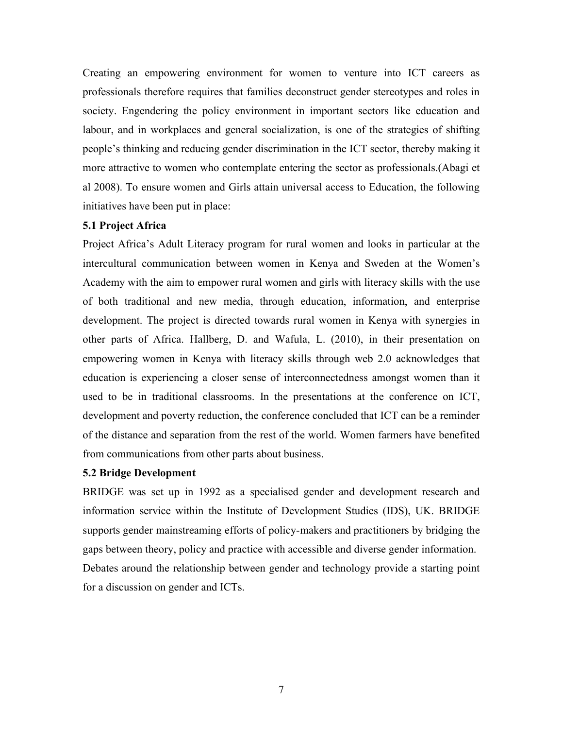Creating an empowering environment for women to venture into ICT careers as professionals therefore requires that families deconstruct gender stereotypes and roles in society. Engendering the policy environment in important sectors like education and labour, and in workplaces and general socialization, is one of the strategies of shifting people's thinking and reducing gender discrimination in the ICT sector, thereby making it more attractive to women who contemplate entering the sector as professionals.(Abagi et al 2008). To ensure women and Girls attain universal access to Education, the following initiatives have been put in place:

### 5.1 Project Africa

Project Africa's Adult Literacy program for rural women and looks in particular at the intercultural communication between women in Kenya and Sweden at the Women's Academy with the aim to empower rural women and girls with literacy skills with the use of both traditional and new media, through education, information, and enterprise development. The project is directed towards rural women in Kenya with synergies in other parts of Africa. Hallberg, D. and Wafula, L. (2010), in their presentation on empowering women in Kenya with literacy skills through web 2.0 acknowledges that education is experiencing a closer sense of interconnectedness amongst women than it used to be in traditional classrooms. In the presentations at the conference on ICT, development and poverty reduction, the conference concluded that ICT can be a reminder of the distance and separation from the rest of the world. Women farmers have benefited from communications from other parts about business.

### 5.2 Bridge Development

BRIDGE was set up in 1992 as a specialised gender and development research and information service within the Institute of Development Studies (IDS), UK. BRIDGE supports gender mainstreaming efforts of policy-makers and practitioners by bridging the gaps between theory, policy and practice with accessible and diverse gender information. Debates around the relationship between gender and technology provide a starting point for a discussion on gender and ICTs.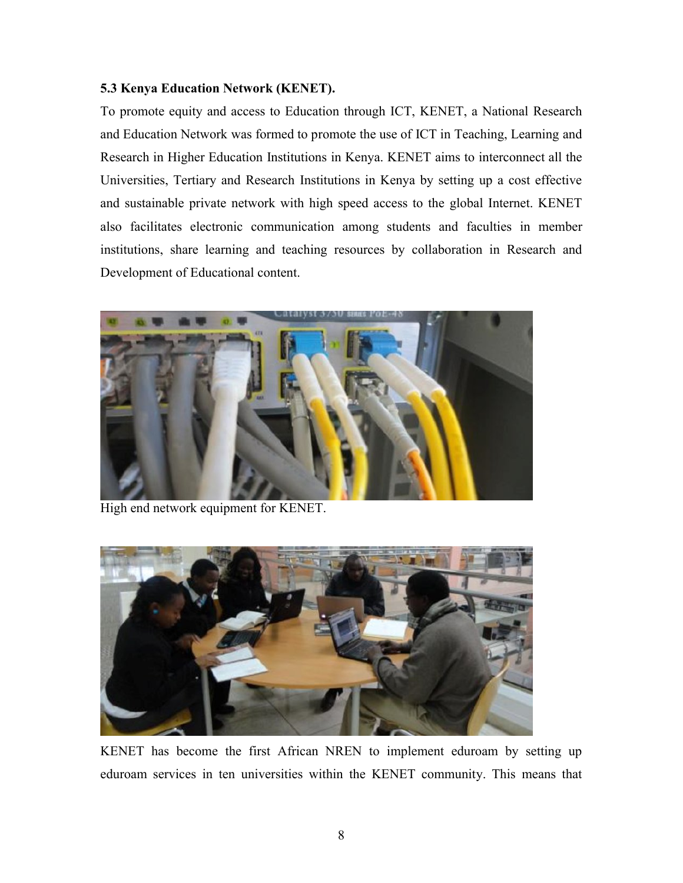### 5.3 Kenya Education Network (KENET).

To promote equity and access to Education through ICT, KENET, a National Research and Education Network was formed to promote the use of ICT in Teaching, Learning and Research in Higher Education Institutions in Kenya. KENET aims to interconnect all the Universities, Tertiary and Research Institutions in Kenya by setting up a cost effective and sustainable private network with high speed access to the global Internet. KENET also facilitates electronic communication among students and faculties in member institutions, share learning and teaching resources by collaboration in Research and Development of Educational content.

High end network equipment for KENET.

KENET has become the first African NREN to implement eduroam by setting up eduroam services in ten universities within the KENET community. This means that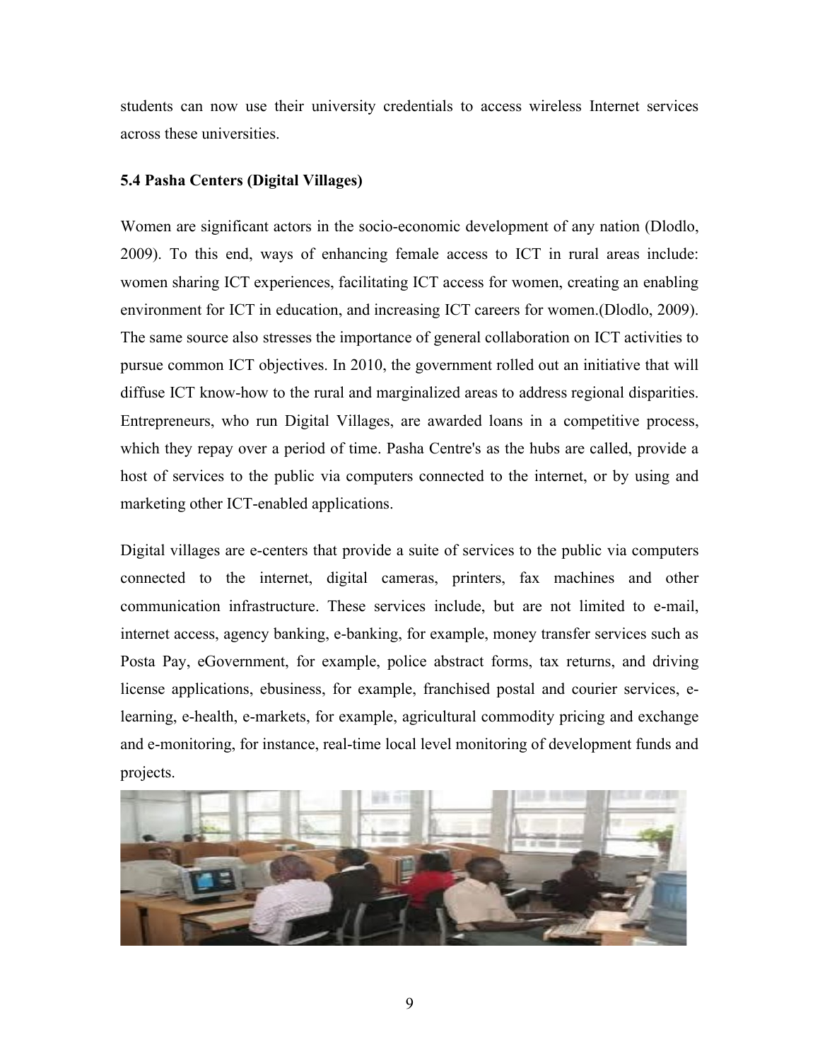students can now use their university credentials to access wireless Internet services across these universities.

### 5.4 Pasha Centers (Digital Villages)

Women are significant actors in the socio-economic development of any nation (Dlodlo, 2009). To this end, ways of enhancing female access to ICT in rural areas include: women sharing ICT experiences, facilitating ICT access for women, creating an enabling environment for ICT in education, and increasing ICT careers for women.(Dlodlo, 2009). The same source also stresses the importance of general collaboration on ICT activities to pursue common ICT objectives. In 2010, the government rolled out an initiative that will diffuse ICT know-how to the rural and marginalized areas to address regional disparities. Entrepreneurs, who run Digital Villages, are awarded loans in a competitive process, which they repay over a period of time. Pasha Centre's as the hubs are called, provide a host of services to the public via computers connected to the internet, or by using and marketing other ICT-enabled applications.

Digital villages are e-centers that provide a suite of services to the public via computers connected to the internet, digital cameras, printers, fax machines and other communication infrastructure. These services include, but are not limited to e-mail, internet access, agency banking, e-banking, for example, money transfer services such as Posta Pay, eGovernment, for example, police abstract forms, tax returns, and driving license applications, ebusiness, for example, franchised postal and courier services, e-learning, e-health, e-markets, for example, agricultural commodity pricing and exchange and e-monitoring, for instance, real-time local level monitoring of development funds and projects.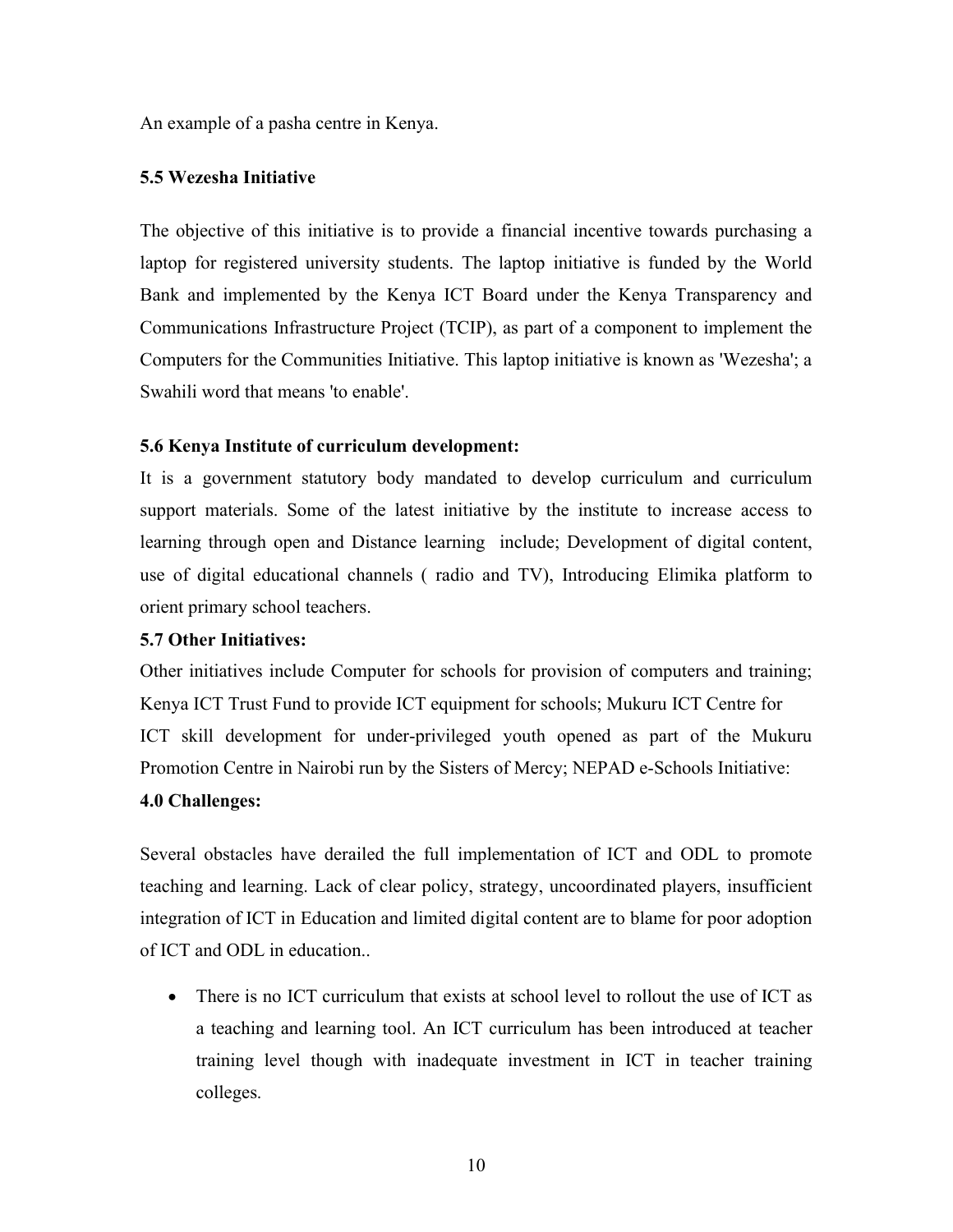An example of a pasha centre in Kenya.

### 5.5 Wezesha Initiative

The objective of this initiative is to provide a financial incentive towards purchasing a laptop for registered university students. The laptop initiative is funded by the World Bank and implemented by the Kenya ICT Board under the Kenya Transparency and Communications Infrastructure Project (TCIP), as part of a component to implement the Computers for the Communities Initiative. This laptop initiative is known as 'Wezesha'; a Swahili word that means 'to enable'.

### 5.6 Kenya Institute of curriculum development:

It is a government statutory body mandated to develop curriculum and curriculum support materials. Some of the latest initiative by the institute to increase access to learning through open and Distance learning include; Development of digital content, use of digital educational channels ( radio and TV), Introducing Elimika platform to orient primary school teachers.

### 5.7 Other Initiatives:

Other initiatives include Computer for schools for provision of computers and training; Kenya ICT Trust Fund to provide ICT equipment for schools; Mukuru ICT Centre for ICT skill development for under-privileged youth opened as part of the Mukuru Promotion Centre in Nairobi run by the Sisters of Mercy; NEPAD e-Schools Initiative:

## 4.0 Challenges:

Several obstacles have derailed the full implementation of ICT and ODL to promote teaching and learning. Lack of clear policy, strategy, uncoordinated players, insufficient integration of ICT in Education and limited digital content are to blame for poor adoption of ICT and ODL in education..

- There is no ICT curriculum that exists at school level to rollout the use of ICT as a teaching and learning tool. An ICT curriculum has been introduced at teacher training level though with inadequate investment in ICT in teacher training colleges.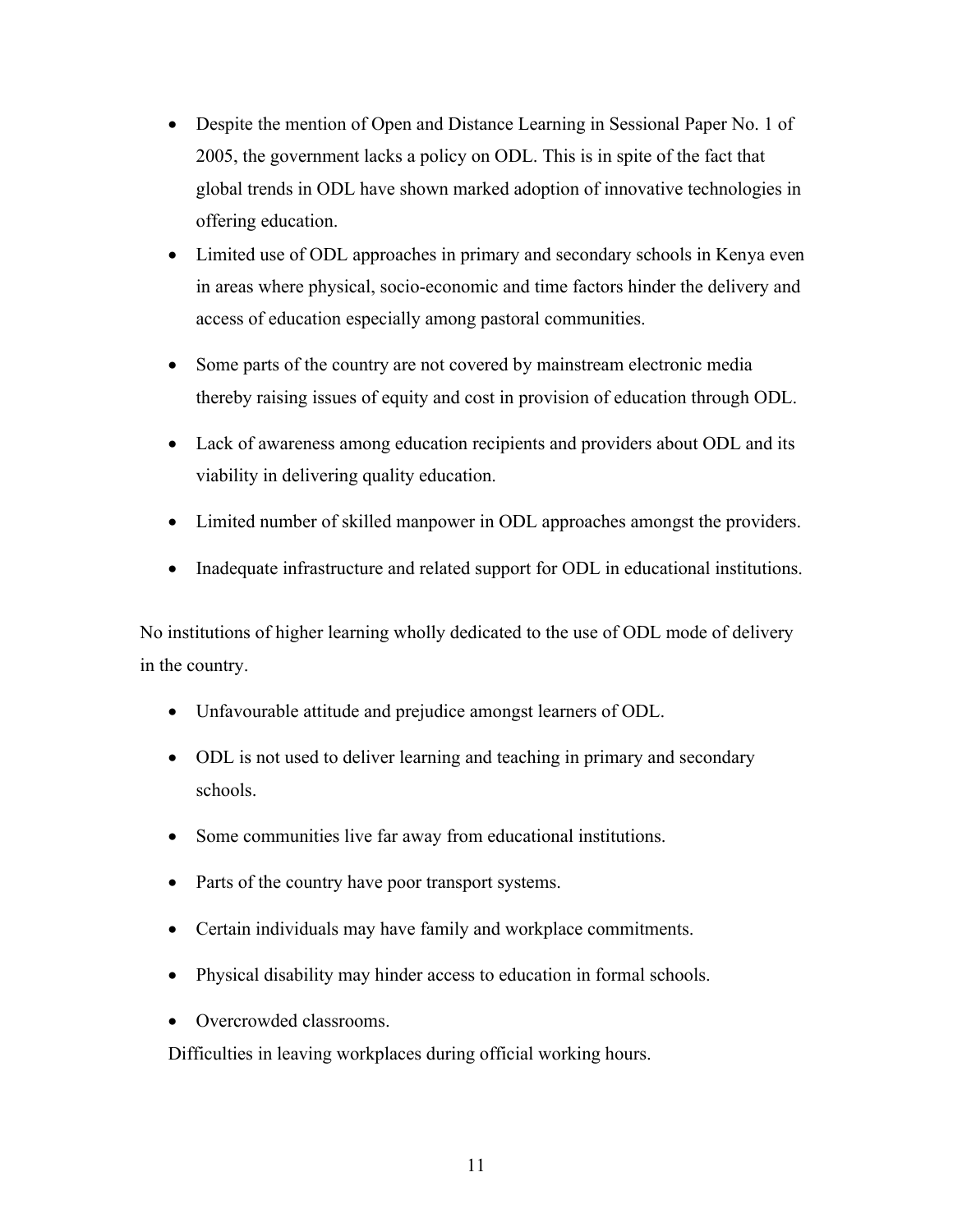- Despite the mention of Open and Distance Learning in Sessional Paper No. 1 of 2005, the government lacks a policy on ODL. This is in spite of the fact that global trends in ODL have shown marked adoption of innovative technologies in offering education.
- Limited use of ODL approaches in primary and secondary schools in Kenya even in areas where physical, socio-economic and time factors hinder the delivery and access of education especially among pastoral communities.
- Some parts of the country are not covered by mainstream electronic media thereby raising issues of equity and cost in provision of education through ODL.
- Lack of awareness among education recipients and providers about ODL and its viability in delivering quality education.
- Limited number of skilled manpower in ODL approaches amongst the providers.
- Inadequate infrastructure and related support for ODL in educational institutions.

No institutions of higher learning wholly dedicated to the use of ODL mode of delivery in the country.

- Unfavourable attitude and prejudice amongst learners of ODL.
- ODL is not used to deliver learning and teaching in primary and secondary schools.
- Some communities live far away from educational institutions.
- Parts of the country have poor transport systems.
- Certain individuals may have family and workplace commitments.
- Physical disability may hinder access to education in formal schools.
- Overcrowded classrooms.

Difficulties in leaving workplaces during official working hours.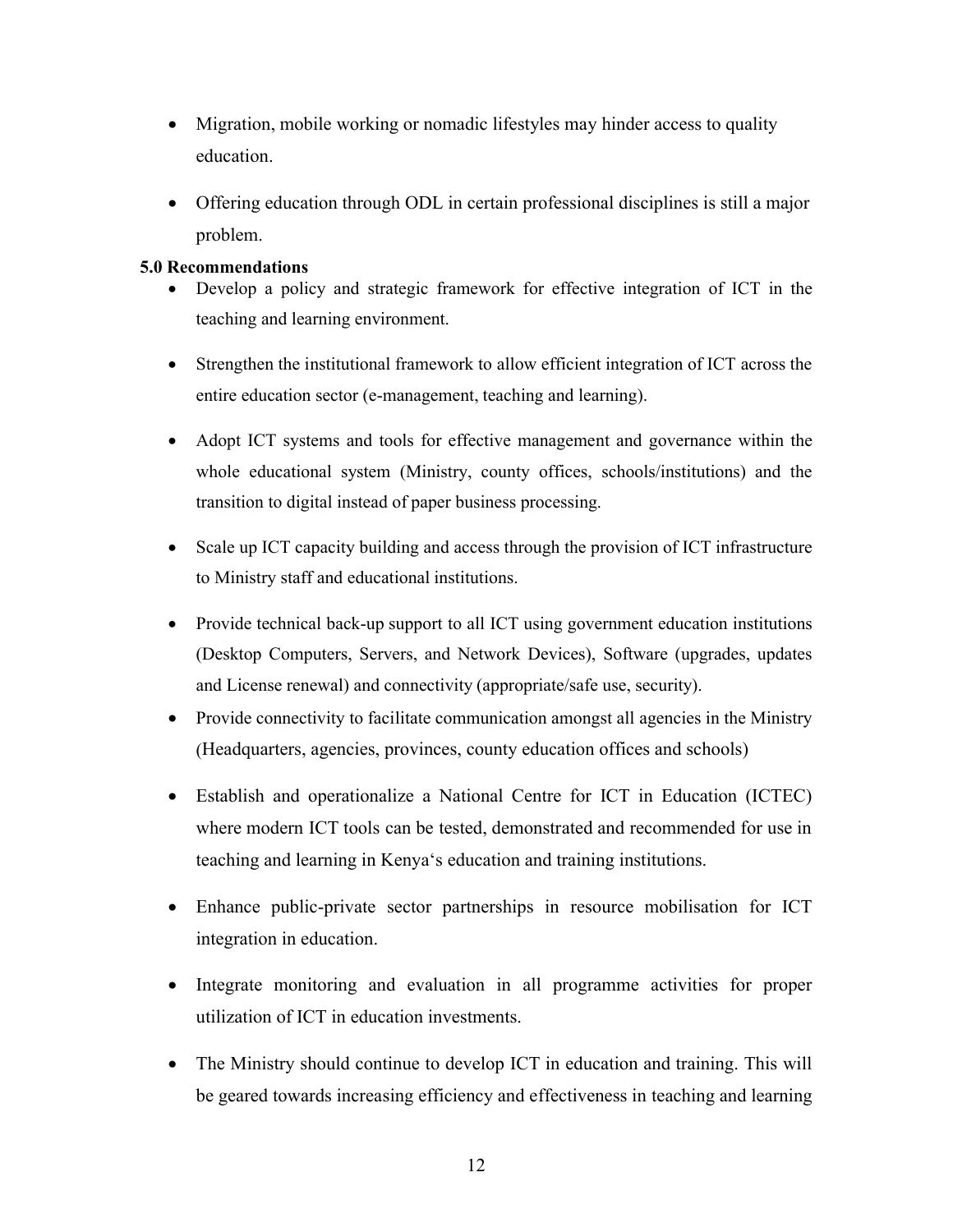- Migration, mobile working or nomadic lifestyles may hinder access to quality education.
- Offering education through ODL in certain professional disciplines is still a major problem.

**5.0 Recommendations**

- Develop a policy and strategic framework for effective integration of ICT in the teaching and learning environment.
- Strengthen the institutional framework to allow efficient integration of ICT across the entire education sector (e-management, teaching and learning).
- Adopt ICT systems and tools for effective management and governance within the whole educational system (Ministry, county offices, schools/institutions) and the transition to digital instead of paper business processing.
- Scale up ICT capacity building and access through the provision of ICT infrastructure to Ministry staff and educational institutions.
- Provide technical back-up support to all ICT using government education institutions (Desktop Computers, Servers, and Network Devices), Software (upgrades, updates and License renewal) and connectivity (appropriate/safe use, security).
- Provide connectivity to facilitate communication amongst all agencies in the Ministry (Headquarters, agencies, provinces, county education offices and schools)
- Establish and operationalize a National Centre for ICT in Education (ICTEC) where modern ICT tools can be tested, demonstrated and recommended for use in teaching and learning in Kenya's education and training institutions.
- Enhance public-private sector partnerships in resource mobilisation for ICT integration in education.
- Integrate monitoring and evaluation in all programme activities for proper utilization of ICT in education investments.
- The Ministry should continue to develop ICT in education and training. This will be geared towards increasing efficiency and effectiveness in teaching and learning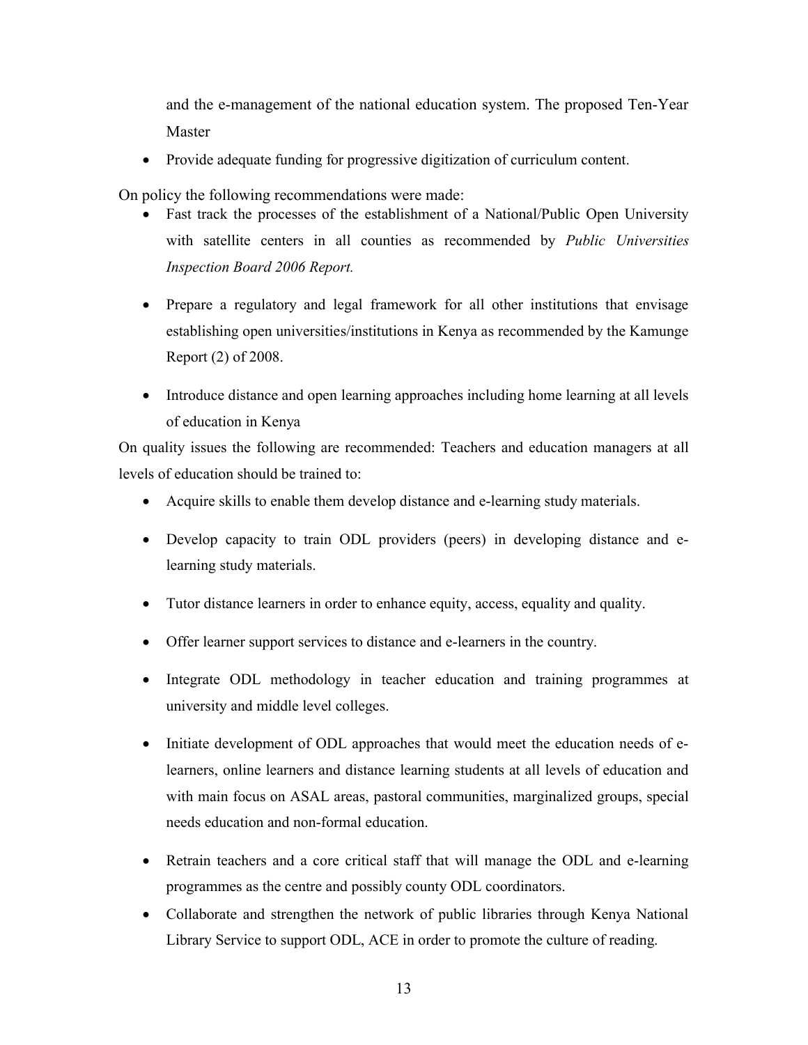and the e-management of the national education system. The proposed Ten-Year Master

- Provide adequate funding for progressive digitization of curriculum content.

On policy the following recommendations were made:

- Fast track the processes of the establishment of a National/Public Open University with satellite centers in all counties as recommended by *Public Universities Inspection Board 2006 Report.*
- Prepare a regulatory and legal framework for all other institutions that envisage establishing open universities/institutions in Kenya as recommended by the Kamunge Report (2) of 2008.
- Introduce distance and open learning approaches including home learning at all levels of education in Kenya

On quality issues the following are recommended: Teachers and education managers at all levels of education should be trained to:

- Acquire skills to enable them develop distance and e-learning study materials.
- Develop capacity to train ODL providers (peers) in developing distance and e-learning study materials.
- Tutor distance learners in order to enhance equity, access, equality and quality.
- Offer learner support services to distance and e-learners in the country.
- Integrate ODL methodology in teacher education and training programmes at university and middle level colleges.
- Initiate development of ODL approaches that would meet the education needs of e-learners, online learners and distance learning students at all levels of education and with main focus on ASAL areas, pastoral communities, marginalized groups, special needs education and non-formal education.
- Retrain teachers and a core critical staff that will manage the ODL and e-learning programmes as the centre and possibly county ODL coordinators.
- Collaborate and strengthen the network of public libraries through Kenya National Library Service to support ODL, ACE in order to promote the culture of reading.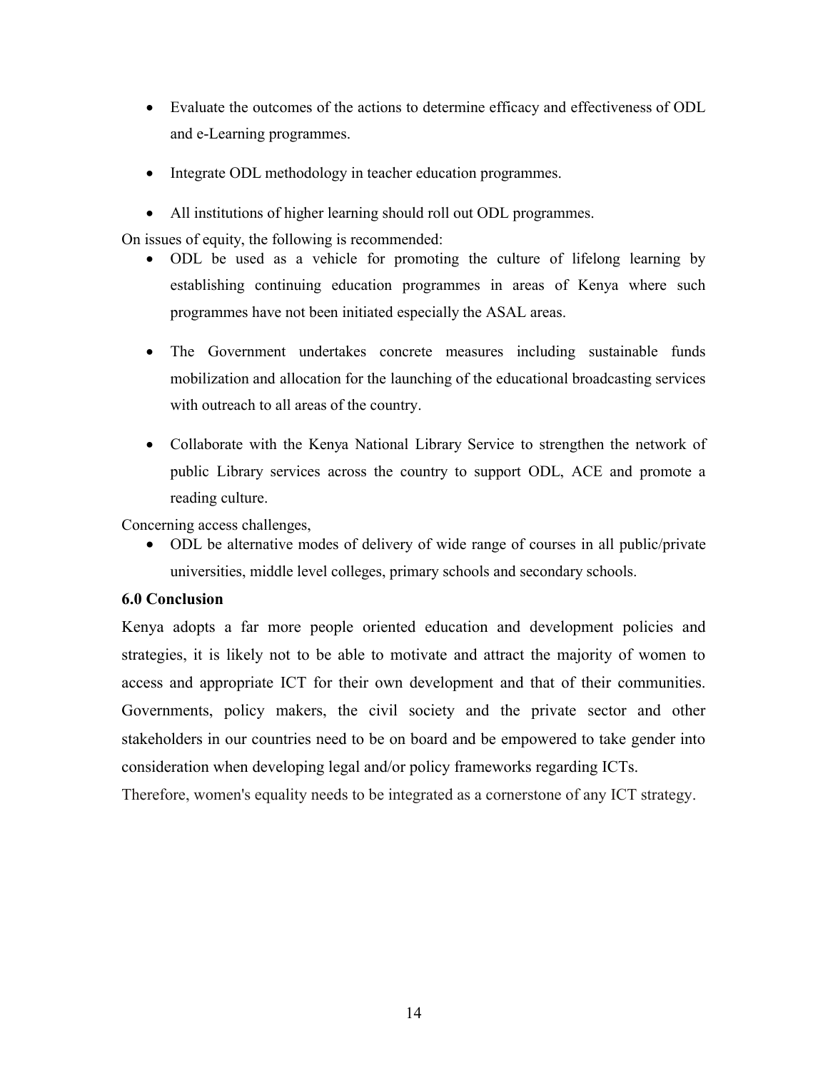- Evaluate the outcomes of the actions to determine efficacy and effectiveness of ODL and e-Learning programmes.
- Integrate ODL methodology in teacher education programmes.
- All institutions of higher learning should roll out ODL programmes.

On issues of equity, the following is recommended:

- ODL be used as a vehicle for promoting the culture of lifelong learning by establishing continuing education programmes in areas of Kenya where such programmes have not been initiated especially the ASAL areas.
- The Government undertakes concrete measures including sustainable funds mobilization and allocation for the launching of the educational broadcasting services with outreach to all areas of the country.
- Collaborate with the Kenya National Library Service to strengthen the network of public Library services across the country to support ODL, ACE and promote a reading culture.

Concerning access challenges,

- ODL be alternative modes of delivery of wide range of courses in all public/private universities, middle level colleges, primary schools and secondary schools.

**6.0 Conclusion**

Kenya adopts a far more people oriented education and development policies and strategies, it is likely not to be able to motivate and attract the majority of women to access and appropriate ICT for their own development and that of their communities. Governments, policy makers, the civil society and the private sector and other stakeholders in our countries need to be on board and be empowered to take gender into consideration when developing legal and/or policy frameworks regarding ICTs.

Therefore, women's equality needs to be integrated as a cornerstone of any ICT strategy.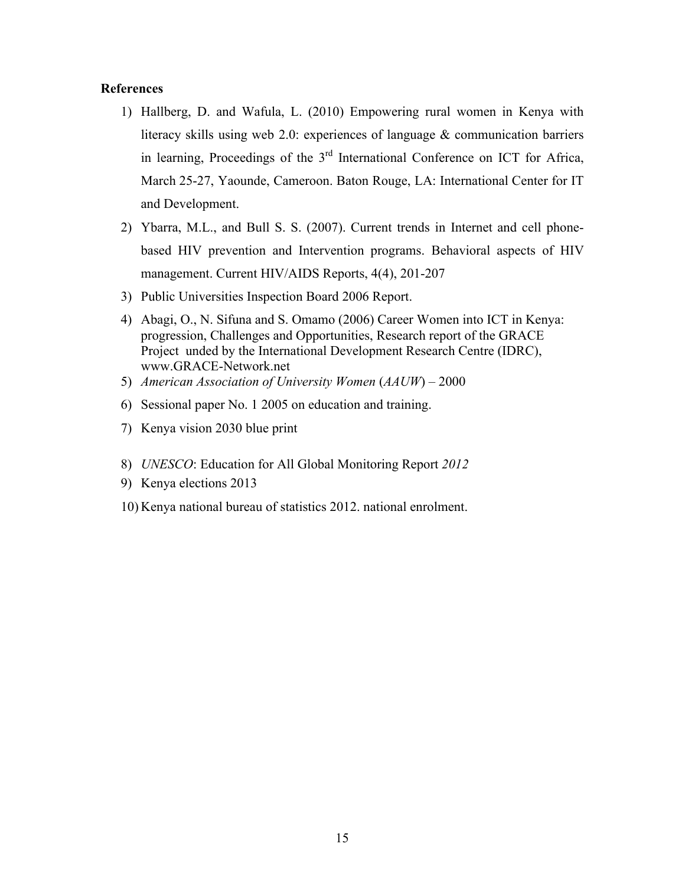**References**

1) Hallberg, D. and Wafula, L. (2010) Empowering rural women in Kenya with literacy skills using web 2.0: experiences of language & communication barriers in learning, Proceedings of the 3rd International Conference on ICT for Africa, March 25-27, Yaounde, Cameroon. Baton Rouge, LA: International Center for IT and Development.
2) Ybarra, M.L., and Bull S. S. (2007). Current trends in Internet and cell phone-based HIV prevention and Intervention programs. Behavioral aspects of HIV management. Current HIV/AIDS Reports, 4(4), 201-207
3) Public Universities Inspection Board 2006 Report.
4) Abagi, O., N. Sifuna and S. Omamo (2006) Career Women into ICT in Kenya: progression, Challenges and Opportunities, Research report of the GRACE Project unded by the International Development Research Centre (IDRC), www.GRACE-Network.net
5) *American Association of University Women* (*AAUW*) – 2000
6) Sessional paper No. 1 2005 on education and training.
7) Kenya vision 2030 blue print
8) *UNESCO*: Education for All Global Monitoring Report *2012*
9) Kenya elections 2013
10) Kenya national bureau of statistics 2012. national enrolment.